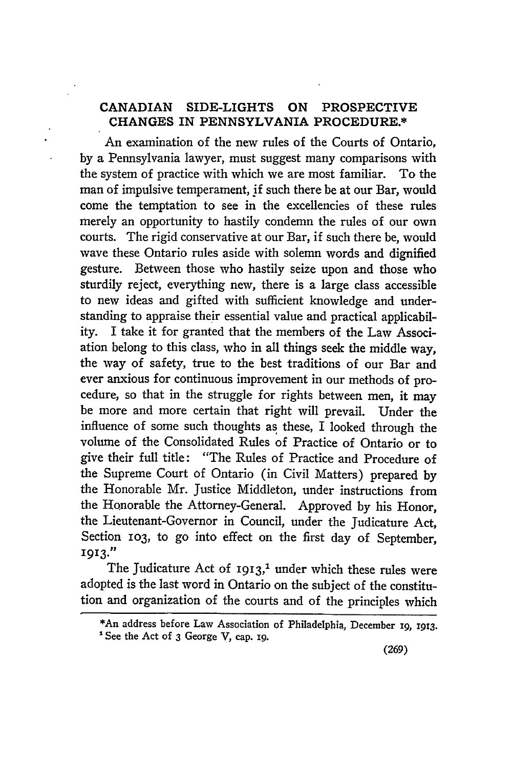# CANADIAN SIDE-LIGHTS ON PROSPECTIVE CHANGES IN PENNSYLVANIA PROCEDURE.*

An examination of the new rules of the Courts of Ontario, by a Pennsylvania lawyer, must suggest many comparisons with the system of practice with which we are most familiar. To the man of impulsive temperament, if such there be at our Bar, would come the temptation to see in the excellencies of these rules merely an opportunity to hastily condemn the rules of our own courts. The rigid conservative at our Bar, if such there be, would wave these Ontario rules aside with solemn words and dignified gesture. Between those who hastily seize upon and those who sturdily reject, everything new, there is a large class accessible to new ideas and gifted with sufficient knowledge and understanding to appraise their essential value and practical applicability. I take it for granted that the members of the Law Association belong to this class, who in all things seek the middle way, the way of safety, true to the best traditions of our Bar and ever anxious for continuous improvement in our methods of procedure, so that in the struggle for rights between men, it may be more and more certain that right will prevail. Under the influence of some such thoughts as these, I looked through the volume of the Consolidated Rules of Practice of Ontario or to give their full title: "The Rules of Practice and Procedure of the Supreme Court of Ontario (in Civil Matters) prepared by the Honorable Mr. Justice Middleton, under instructions from the Honorable the Attorney-General. Approved by his Honor, the Lieutenant-Governor in Council, under the Judicature Act, Section 103, to go into effect on the first day of September, 1913."

The Judicature Act of 1913,[1] under which these rules were adopted is the last word in Ontario on the subject of the constitution and organization of the courts and of the principles which

---

*An address before Law Association of Philadelphia, December 19, 1913.

[1] See the Act of 3 George V, cap. 19.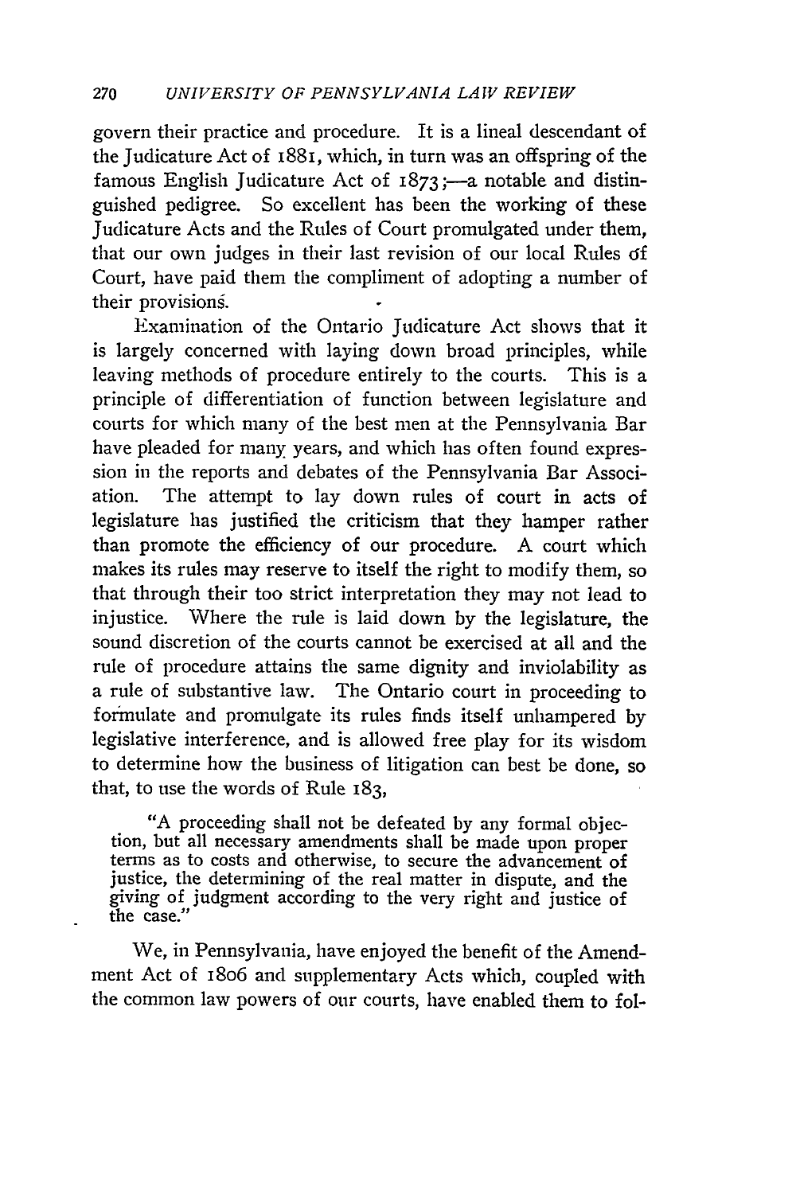govern their practice and procedure. It is a lineal descendant of the Judicature Act of 1881, which, in turn was an offspring of the famous English Judicature Act of 1873;—a notable and distinguished pedigree. So excellent has been the working of these Judicature Acts and the Rules of Court promulgated under them, that our own judges in their last revision of our local Rules of Court, have paid them the compliment of adopting a number of their provisions.

Examination of the Ontario Judicature Act shows that it is largely concerned with laying down broad principles, while leaving methods of procedure entirely to the courts. This is a principle of differentiation of function between legislature and courts for which many of the best men at the Pennsylvania Bar have pleaded for many years, and which has often found expression in the reports and debates of the Pennsylvania Bar Association. The attempt to lay down rules of court in acts of legislature has justified the criticism that they hamper rather than promote the efficiency of our procedure. A court which makes its rules may reserve to itself the right to modify them, so that through their too strict interpretation they may not lead to injustice. Where the rule is laid down by the legislature, the sound discretion of the courts cannot be exercised at all and the rule of procedure attains the same dignity and inviolability as a rule of substantive law. The Ontario court in proceeding to formulate and promulgate its rules finds itself unhampered by legislative interference, and is allowed free play for its wisdom to determine how the business of litigation can best be done, so that, to use the words of Rule 183,

> "A proceeding shall not be defeated by any formal objection, but all necessary amendments shall be made upon proper terms as to costs and otherwise, to secure the advancement of justice, the determining of the real matter in dispute, and the giving of judgment according to the very right and justice of the case."

We, in Pennsylvania, have enjoyed the benefit of the Amendment Act of 1806 and supplementary Acts which, coupled with the common law powers of our courts, have enabled them to fol-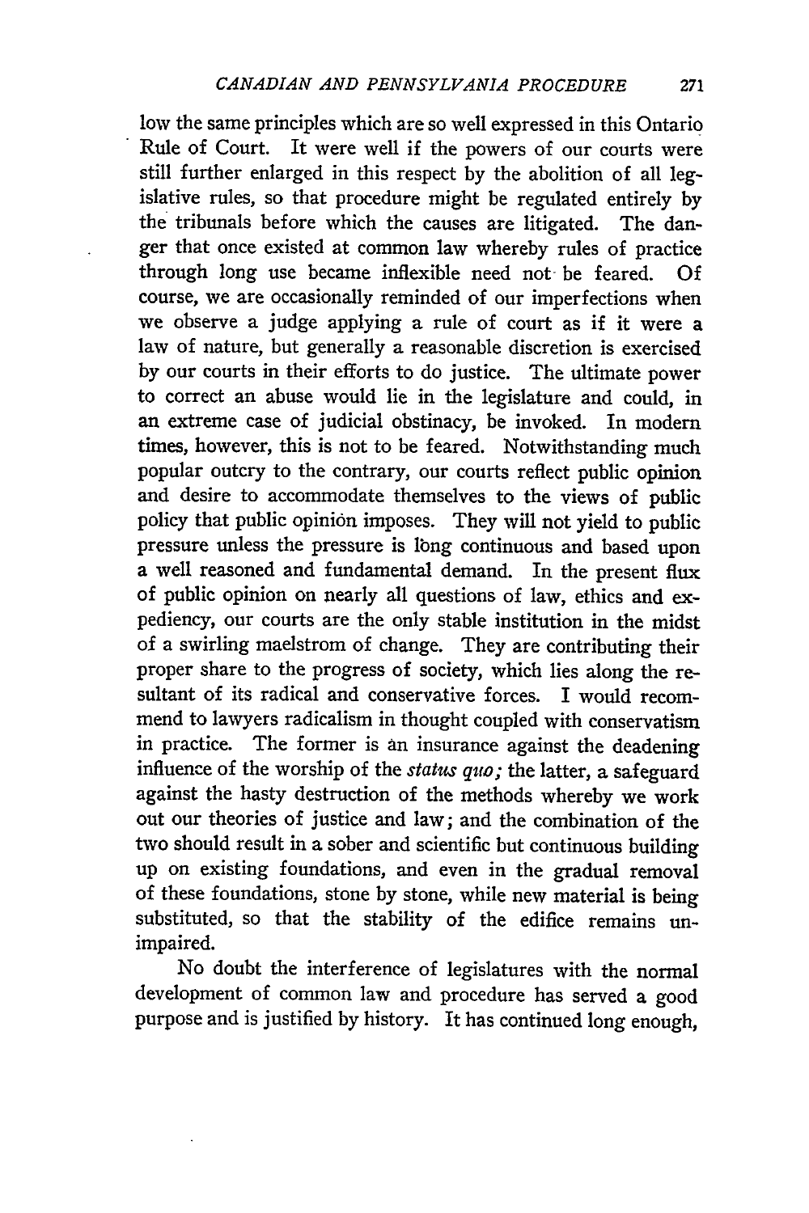low the same principles which are so well expressed in this Ontario Rule of Court. It were well if the powers of our courts were still further enlarged in this respect by the abolition of all legislative rules, so that procedure might be regulated entirely by the tribunals before which the causes are litigated. The danger that once existed at common law whereby rules of practice through long use became inflexible need not be feared. Of course, we are occasionally reminded of our imperfections when we observe a judge applying a rule of court as if it were a law of nature, but generally a reasonable discretion is exercised by our courts in their efforts to do justice. The ultimate power to correct an abuse would lie in the legislature and could, in an extreme case of judicial obstinacy, be invoked. In modern times, however, this is not to be feared. Notwithstanding much popular outcry to the contrary, our courts reflect public opinion and desire to accommodate themselves to the views of public policy that public opinion imposes. They will not yield to public pressure unless the pressure is long continuous and based upon a well reasoned and fundamental demand. In the present flux of public opinion on nearly all questions of law, ethics and expediency, our courts are the only stable institution in the midst of a swirling maelstrom of change. They are contributing their proper share to the progress of society, which lies along the resultant of its radical and conservative forces. I would recommend to lawyers radicalism in thought coupled with conservatism in practice. The former is an insurance against the deadening influence of the worship of the *status quo;* the latter, a safeguard against the hasty destruction of the methods whereby we work out our theories of justice and law; and the combination of the two should result in a sober and scientific but continuous building up on existing foundations, and even in the gradual removal of these foundations, stone by stone, while new material is being substituted, so that the stability of the edifice remains unimpaired.

No doubt the interference of legislatures with the normal development of common law and procedure has served a good purpose and is justified by history. It has continued long enough,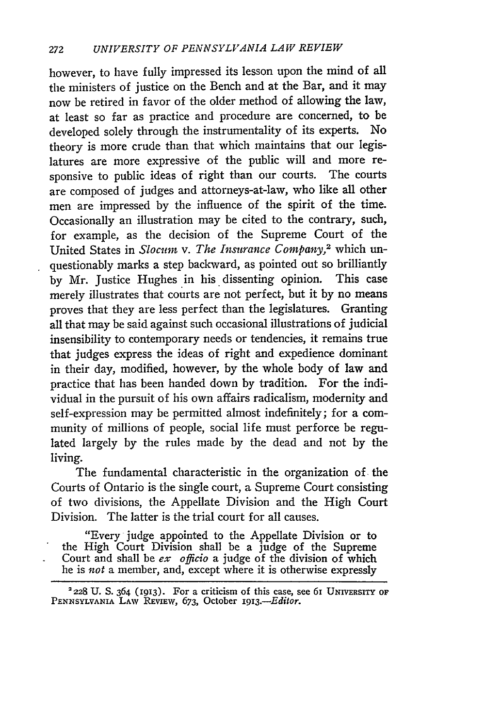however, to have fully impressed its lesson upon the mind of all the ministers of justice on the Bench and at the Bar, and it may now be retired in favor of the older method of allowing the law, at least so far as practice and procedure are concerned, to be developed solely through the instrumentality of its experts. No theory is more crude than that which maintains that our legislatures are more expressive of the public will and more responsive to public ideas of right than our courts. The courts are composed of judges and attorneys-at-law, who like all other men are impressed by the influence of the spirit of the time. Occasionally an illustration may be cited to the contrary, such, for example, as the decision of the Supreme Court of the United States in *Slocum* v. *The Insurance Company*,[2] which unquestionably marks a step backward, as pointed out so brilliantly by Mr. Justice Hughes in his dissenting opinion. This case merely illustrates that courts are not perfect, but it by no means proves that they are less perfect than the legislatures. Granting all that may be said against such occasional illustrations of judicial insensibility to contemporary needs or tendencies, it remains true that judges express the ideas of right and expedience dominant in their day, modified, however, by the whole body of law and practice that has been handed down by tradition. For the individual in the pursuit of his own affairs radicalism, modernity and self-expression may be permitted almost indefinitely; for a community of millions of people, social life must perforce be regulated largely by the rules made by the dead and not by the living.

The fundamental characteristic in the organization of the Courts of Ontario is the single court, a Supreme Court consisting of two divisions, the Appellate Division and the High Court Division. The latter is the trial court for all causes.

> "Every judge appointed to the Appellate Division or to the High Court Division shall be a judge of the Supreme Court and shall be *ex officio* a judge of the division of which he is *not* a member, and, except where it is otherwise expressly

[2] 228 U. S. 364 (1913). For a criticism of this case, see 61 UNIVERSITY OF PENNSYLVANIA LAW REVIEW, 673, October 1913.—*Editor.*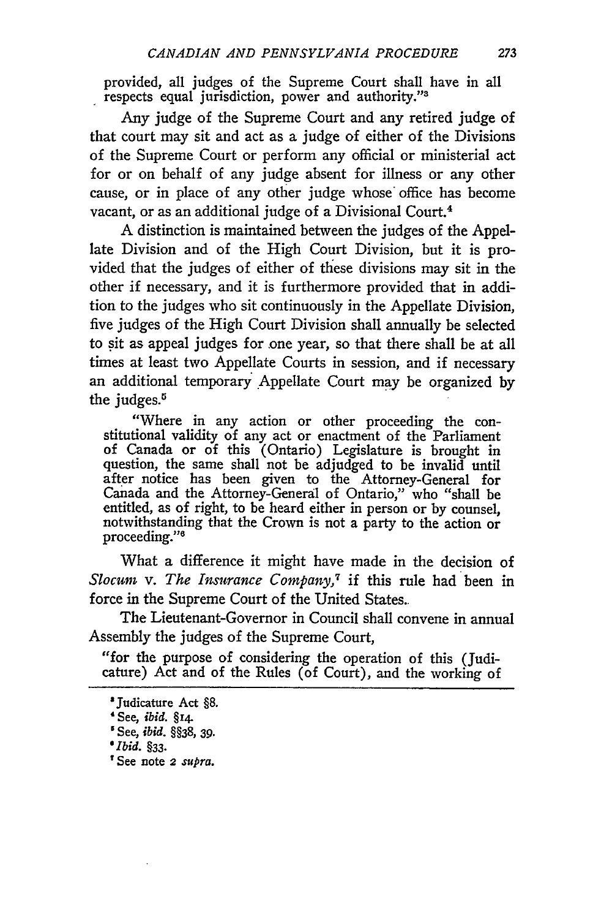provided, all judges of the Supreme Court shall have in all respects equal jurisdiction, power and authority."[3]

Any judge of the Supreme Court and any retired judge of that court may sit and act as a judge of either of the Divisions of the Supreme Court or perform any official or ministerial act for or on behalf of any judge absent for illness or any other cause, or in place of any other judge whose office has become vacant, or as an additional judge of a Divisional Court.[4]

A distinction is maintained between the judges of the Appellate Division and of the High Court Division, but it is provided that the judges of either of these divisions may sit in the other if necessary, and it is furthermore provided that in addition to the judges who sit continuously in the Appellate Division, five judges of the High Court Division shall annually be selected to sit as appeal judges for one year, so that there shall be at all times at least two Appellate Courts in session, and if necessary an additional temporary Appellate Court may be organized by the judges.[5]

> "Where in any action or other proceeding the constitutional validity of any act or enactment of the Parliament of Canada or of this (Ontario) Legislature is brought in question, the same shall not be adjudged to be invalid until after notice has been given to the Attorney-General for Canada and the Attorney-General of Ontario," who "shall be entitled, as of right, to be heard either in person or by counsel, notwithstanding that the Crown is not a party to the action or proceeding."[6]

What a difference it might have made in the decision of *Slocum* v. *The Insurance Company*,[7] if this rule had been in force in the Supreme Court of the United States.

The Lieutenant-Governor in Council shall convene in annual Assembly the judges of the Supreme Court,

"for the purpose of considering the operation of this (Judicature) Act and of the Rules (of Court), and the working of

---

[3] Judicature Act §8.

[4] See, *ibid.* §14.

[5] See, *ibid.* §§38, 39.

[6] *Ibid.* §33.

[7] See note 2 *supra*.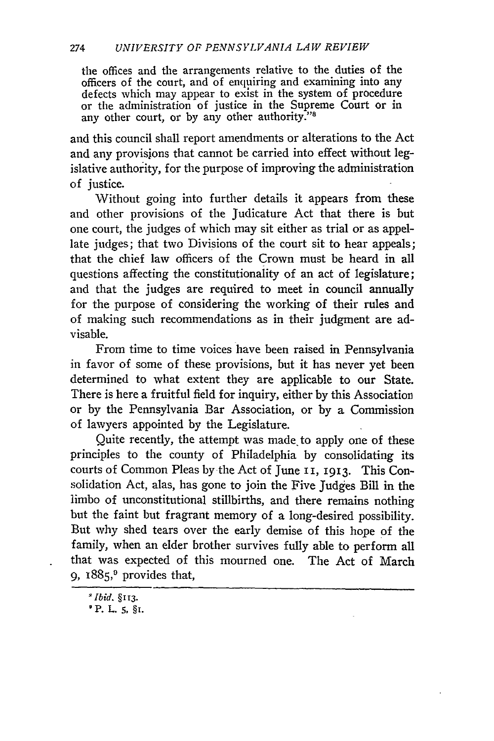the offices and the arrangements relative to the duties of the officers of the court, and of enquiring and examining into any defects which may appear to exist in the system of procedure or the administration of justice in the Supreme Court or in any other court, or by any other authority."[8]

and this council shall report amendments or alterations to the Act and any provisions that cannot be carried into effect without legislative authority, for the purpose of improving the administration of justice.

Without going into further details it appears from these and other provisions of the Judicature Act that there is but one court, the judges of which may sit either as trial or as appellate judges; that two Divisions of the court sit to hear appeals; that the chief law officers of the Crown must be heard in all questions affecting the constitutionality of an act of legislature; and that the judges are required to meet in council annually for the purpose of considering the working of their rules and of making such recommendations as in their judgment are advisable.

From time to time voices have been raised in Pennsylvania in favor of some of these provisions, but it has never yet been determined to what extent they are applicable to our State. There is here a fruitful field for inquiry, either by this Association or by the Pennsylvania Bar Association, or by a Commission of lawyers appointed by the Legislature.

Quite recently, the attempt was made to apply one of these principles to the county of Philadelphia by consolidating its courts of Common Pleas by the Act of June 11, 1913. This Consolidation Act, alas, has gone to join the Five Judges Bill in the limbo of unconstitutional stillbirths, and there remains nothing but the faint but fragrant memory of a long-desired possibility. But why shed tears over the early demise of this hope of the family, when an elder brother survives fully able to perform all that was expected of this mourned one. The Act of March 9, 1885,[9] provides that,

---

[8] *Ibid.* §113.

[9] P. L. 5, §1.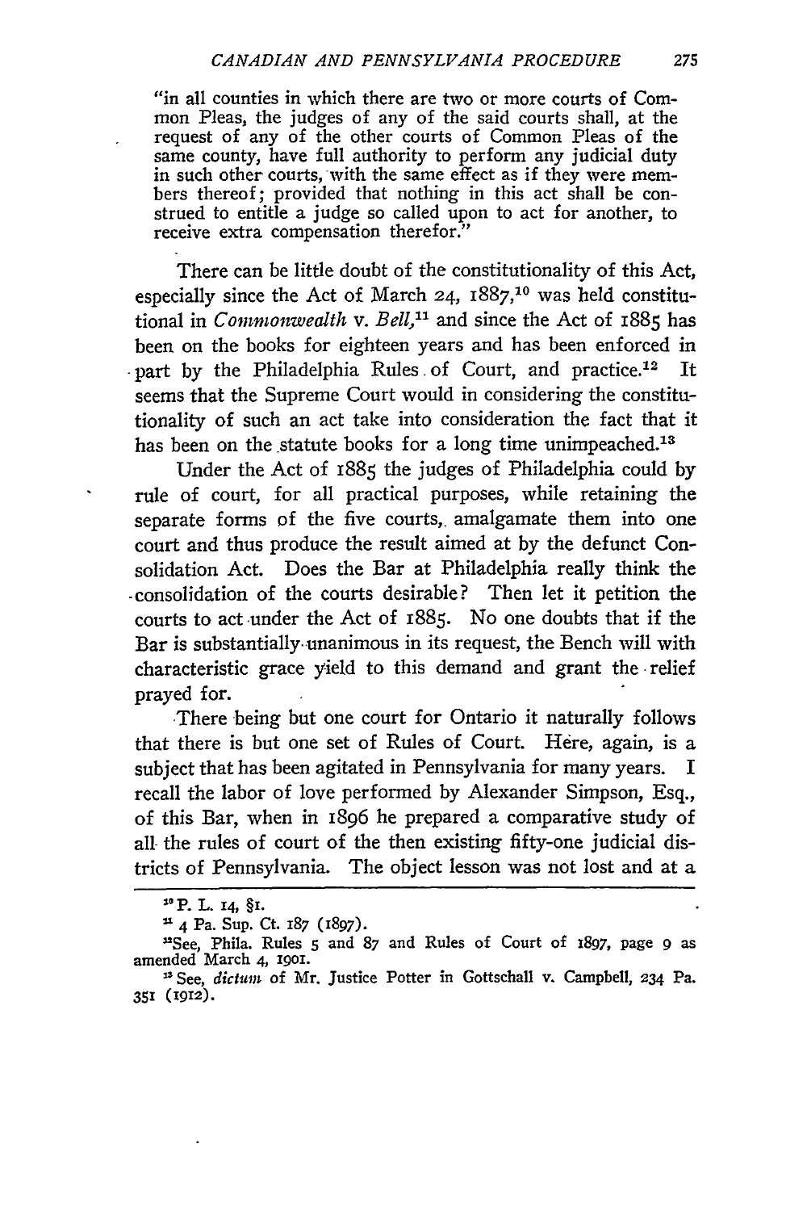"in all counties in which there are two or more courts of Common Pleas, the judges of any of the said courts shall, at the request of any of the other courts of Common Pleas of the same county, have full authority to perform any judicial duty in such other courts, with the same effect as if they were members thereof; provided that nothing in this act shall be construed to entitle a judge so called upon to act for another, to receive extra compensation therefor."

There can be little doubt of the constitutionality of this Act, especially since the Act of March 24, 1887,[10] was held constitutional in *Commonwealth* v. *Bell*,[11] and since the Act of 1885 has been on the books for eighteen years and has been enforced in part by the Philadelphia Rules of Court, and practice.[12] It seems that the Supreme Court would in considering the constitutionality of such an act take into consideration the fact that it has been on the statute books for a long time unimpeached.[13]

Under the Act of 1885 the judges of Philadelphia could by rule of court, for all practical purposes, while retaining the separate forms of the five courts, amalgamate them into one court and thus produce the result aimed at by the defunct Consolidation Act. Does the Bar at Philadelphia really think the consolidation of the courts desirable? Then let it petition the courts to act under the Act of 1885. No one doubts that if the Bar is substantially unanimous in its request, the Bench will with characteristic grace yield to this demand and grant the relief prayed for.

There being but one court for Ontario it naturally follows that there is but one set of Rules of Court. Here, again, is a subject that has been agitated in Pennsylvania for many years. I recall the labor of love performed by Alexander Simpson, Esq., of this Bar, when in 1896 he prepared a comparative study of all the rules of court of the then existing fifty-one judicial districts of Pennsylvania. The object lesson was not lost and at a

---

[10] P. L. 14, §1.

[11] 4 Pa. Sup. Ct. 187 (1897).

[12] See, Phila. Rules 5 and 87 and Rules of Court of 1897, page 9 as amended March 4, 1901.

[13] See, *dictum* of Mr. Justice Potter in Gottschall v. Campbell, 234 Pa. 351 (1912).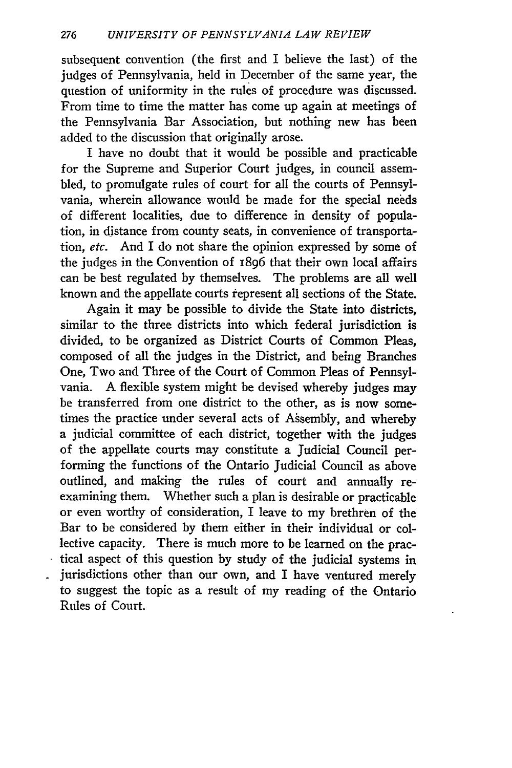subsequent convention (the first and I believe the last) of the judges of Pennsylvania, held in December of the same year, the question of uniformity in the rules of procedure was discussed. From time to time the matter has come up again at meetings of the Pennsylvania Bar Association, but nothing new has been added to the discussion that originally arose.

I have no doubt that it would be possible and practicable for the Supreme and Superior Court judges, in council assembled, to promulgate rules of court for all the courts of Pennsylvania, wherein allowance would be made for the special needs of different localities, due to difference in density of population, in distance from county seats, in convenience of transportation, *etc.* And I do not share the opinion expressed by some of the judges in the Convention of 1896 that their own local affairs can be best regulated by themselves. The problems are all well known and the appellate courts represent all sections of the State.

Again it may be possible to divide the State into districts, similar to the three districts into which federal jurisdiction is divided, to be organized as District Courts of Common Pleas, composed of all the judges in the District, and being Branches One, Two and Three of the Court of Common Pleas of Pennsylvania. A flexible system might be devised whereby judges may be transferred from one district to the other, as is now sometimes the practice under several acts of Assembly, and whereby a judicial committee of each district, together with the judges of the appellate courts may constitute a Judicial Council performing the functions of the Ontario Judicial Council as above outlined, and making the rules of court and annually reexamining them. Whether such a plan is desirable or practicable or even worthy of consideration, I leave to my brethren of the Bar to be considered by them either in their individual or collective capacity. There is much more to be learned on the practical aspect of this question by study of the judicial systems in jurisdictions other than our own, and I have ventured merely to suggest the topic as a result of my reading of the Ontario Rules of Court.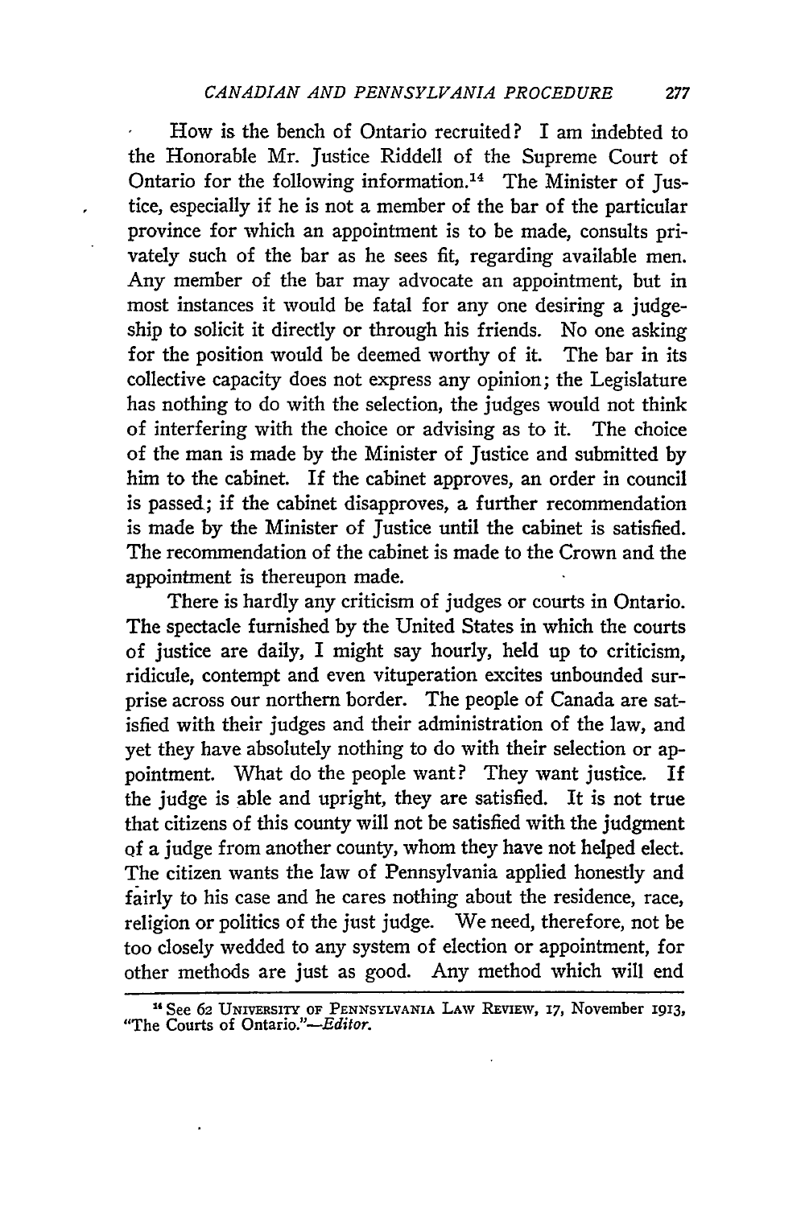How is the bench of Ontario recruited? I am indebted to the Honorable Mr. Justice Riddell of the Supreme Court of Ontario for the following information.[14] The Minister of Justice, especially if he is not a member of the bar of the particular province for which an appointment is to be made, consults privately such of the bar as he sees fit, regarding available men. Any member of the bar may advocate an appointment, but in most instances it would be fatal for any one desiring a judgeship to solicit it directly or through his friends. No one asking for the position would be deemed worthy of it. The bar in its collective capacity does not express any opinion; the Legislature has nothing to do with the selection, the judges would not think of interfering with the choice or advising as to it. The choice of the man is made by the Minister of Justice and submitted by him to the cabinet. If the cabinet approves, an order in council is passed; if the cabinet disapproves, a further recommendation is made by the Minister of Justice until the cabinet is satisfied. The recommendation of the cabinet is made to the Crown and the appointment is thereupon made.

There is hardly any criticism of judges or courts in Ontario. The spectacle furnished by the United States in which the courts of justice are daily, I might say hourly, held up to criticism, ridicule, contempt and even vituperation excites unbounded surprise across our northern border. The people of Canada are satisfied with their judges and their administration of the law, and yet they have absolutely nothing to do with their selection or appointment. What do the people want? They want justice. If the judge is able and upright, they are satisfied. It is not true that citizens of this county will not be satisfied with the judgment of a judge from another county, whom they have not helped elect. The citizen wants the law of Pennsylvania applied honestly and fairly to his case and he cares nothing about the residence, race, religion or politics of the just judge. We need, therefore, not be too closely wedded to any system of election or appointment, for other methods are just as good. Any method which will end

[14] See 62 UNIVERSITY OF PENNSYLVANIA LAW REVIEW, 17, November 1913, "The Courts of Ontario."—*Editor.*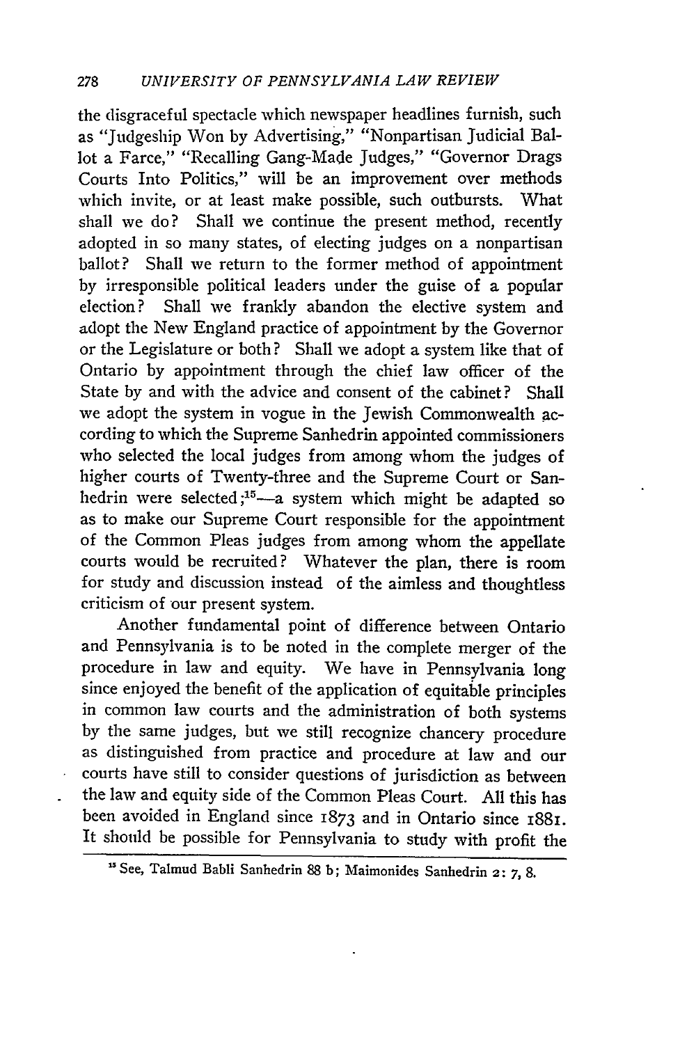the disgraceful spectacle which newspaper headlines furnish, such as "Judgeship Won by Advertising," "Nonpartisan Judicial Ballot a Farce," "Recalling Gang-Made Judges," "Governor Drags Courts Into Politics," will be an improvement over methods which invite, or at least make possible, such outbursts. What shall we do? Shall we continue the present method, recently adopted in so many states, of electing judges on a nonpartisan ballot? Shall we return to the former method of appointment by irresponsible political leaders under the guise of a popular election? Shall we frankly abandon the elective system and adopt the New England practice of appointment by the Governor or the Legislature or both? Shall we adopt a system like that of Ontario by appointment through the chief law officer of the State by and with the advice and consent of the cabinet? Shall we adopt the system in vogue in the Jewish Commonwealth according to which the Supreme Sanhedrin appointed commissioners who selected the local judges from among whom the judges of higher courts of Twenty-three and the Supreme Court or Sanhedrin were selected;[15]—a system which might be adapted so as to make our Supreme Court responsible for the appointment of the Common Pleas judges from among whom the appellate courts would be recruited? Whatever the plan, there is room for study and discussion instead of the aimless and thoughtless criticism of our present system.

Another fundamental point of difference between Ontario and Pennsylvania is to be noted in the complete merger of the procedure in law and equity. We have in Pennsylvania long since enjoyed the benefit of the application of equitable principles in common law courts and the administration of both systems by the same judges, but we still recognize chancery procedure as distinguished from practice and procedure at law and our courts have still to consider questions of jurisdiction as between the law and equity side of the Common Pleas Court. All this has been avoided in England since 1873 and in Ontario since 1881. It should be possible for Pennsylvania to study with profit the

[15] See, Talmud Babli Sanhedrin 88 b; Maimonides Sanhedrin 2: 7, 8.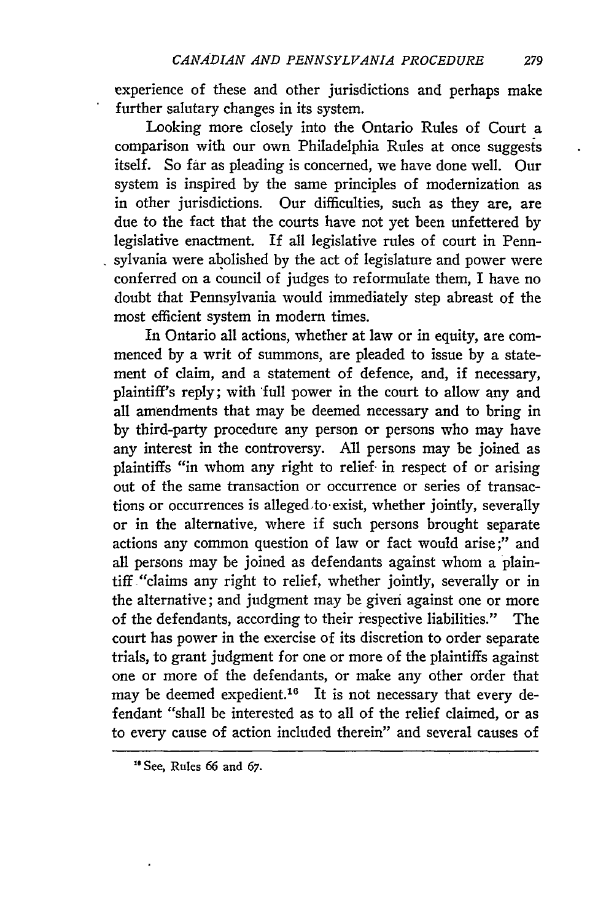experience of these and other jurisdictions and perhaps make further salutary changes in its system.

Looking more closely into the Ontario Rules of Court a comparison with our own Philadelphia Rules at once suggests itself. So far as pleading is concerned, we have done well. Our system is inspired by the same principles of modernization as in other jurisdictions. Our difficulties, such as they are, are due to the fact that the courts have not yet been unfettered by legislative enactment. If all legislative rules of court in Pennsylvania were abolished by the act of legislature and power were conferred on a council of judges to reformulate them, I have no doubt that Pennsylvania would immediately step abreast of the most efficient system in modern times.

In Ontario all actions, whether at law or in equity, are commenced by a writ of summons, are pleaded to issue by a statement of claim, and a statement of defence, and, if necessary, plaintiff's reply; with full power in the court to allow any and all amendments that may be deemed necessary and to bring in by third-party procedure any person or persons who may have any interest in the controversy. All persons may be joined as plaintiffs "in whom any right to relief in respect of or arising out of the same transaction or occurrence or series of transactions or occurrences is alleged to exist, whether jointly, severally or in the alternative, where if such persons brought separate actions any common question of law or fact would arise;" and all persons may be joined as defendants against whom a plaintiff "claims any right to relief, whether jointly, severally or in the alternative; and judgment may be given against one or more of the defendants, according to their respective liabilities." The court has power in the exercise of its discretion to order separate trials, to grant judgment for one or more of the plaintiffs against one or more of the defendants, or make any other order that may be deemed expedient.[16] It is not necessary that every defendant "shall be interested as to all of the relief claimed, or as to every cause of action included therein" and several causes of

[16] See, Rules 66 and 67.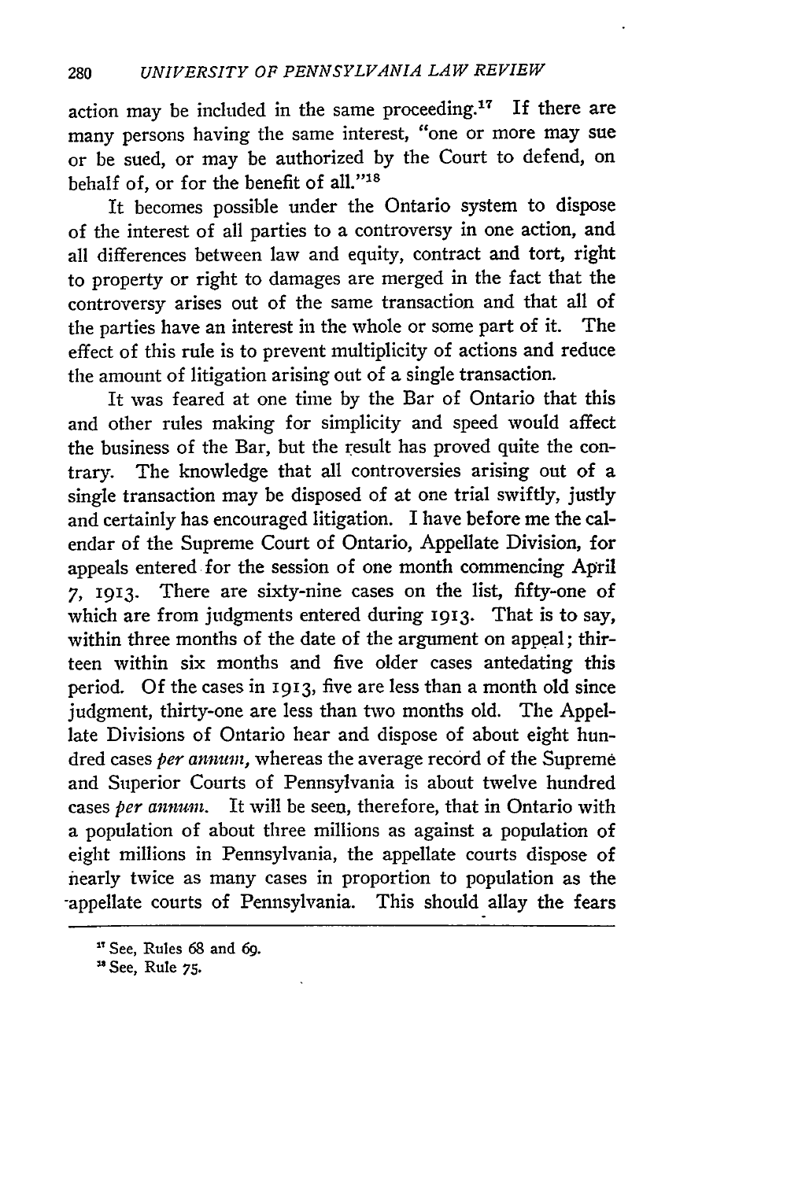action may be included in the same proceeding.[17] If there are many persons having the same interest, "one or more may sue or be sued, or may be authorized by the Court to defend, on behalf of, or for the benefit of all."[18]

It becomes possible under the Ontario system to dispose of the interest of all parties to a controversy in one action, and all differences between law and equity, contract and tort, right to property or right to damages are merged in the fact that the controversy arises out of the same transaction and that all of the parties have an interest in the whole or some part of it. The effect of this rule is to prevent multiplicity of actions and reduce the amount of litigation arising out of a single transaction.

It was feared at one time by the Bar of Ontario that this and other rules making for simplicity and speed would affect the business of the Bar, but the result has proved quite the contrary. The knowledge that all controversies arising out of a single transaction may be disposed of at one trial swiftly, justly and certainly has encouraged litigation. I have before me the calendar of the Supreme Court of Ontario, Appellate Division, for appeals entered for the session of one month commencing April 7, 1913. There are sixty-nine cases on the list, fifty-one of which are from judgments entered during 1913. That is to say, within three months of the date of the argument on appeal; thirteen within six months and five older cases antedating this period. Of the cases in 1913, five are less than a month old since judgment, thirty-one are less than two months old. The Appellate Divisions of Ontario hear and dispose of about eight hundred cases *per annum*, whereas the average record of the Supreme and Superior Courts of Pennsylvania is about twelve hundred cases *per annum*. It will be seen, therefore, that in Ontario with a population of about three millions as against a population of eight millions in Pennsylvania, the appellate courts dispose of nearly twice as many cases in proportion to population as the appellate courts of Pennsylvania. This should allay the fears

---

[17] See, Rules 68 and 69.

[18] See, Rule 75.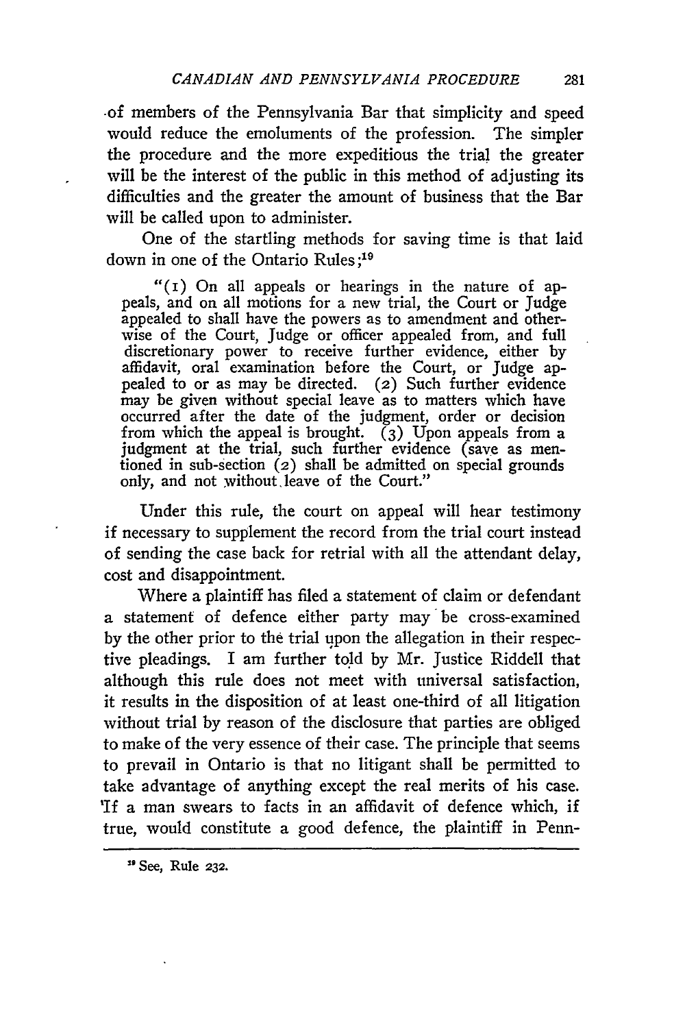of members of the Pennsylvania Bar that simplicity and speed would reduce the emoluments of the profession. The simpler the procedure and the more expeditious the trial the greater will be the interest of the public in this method of adjusting its difficulties and the greater the amount of business that the Bar will be called upon to administer.

One of the startling methods for saving time is that laid down in one of the Ontario Rules;[19]

> "(1) On all appeals or hearings in the nature of appeals, and on all motions for a new trial, the Court or Judge appealed to shall have the powers as to amendment and otherwise of the Court, Judge or officer appealed from, and full discretionary power to receive further evidence, either by affidavit, oral examination before the Court, or Judge appealed to or as may be directed. (2) Such further evidence may be given without special leave as to matters which have occurred after the date of the judgment, order or decision from which the appeal is brought. (3) Upon appeals from a judgment at the trial, such further evidence (save as mentioned in sub-section (2) shall be admitted on special grounds only, and not without leave of the Court."

Under this rule, the court on appeal will hear testimony if necessary to supplement the record from the trial court instead of sending the case back for retrial with all the attendant delay, cost and disappointment.

Where a plaintiff has filed a statement of claim or defendant a statement of defence either party may be cross-examined by the other prior to the trial upon the allegation in their respective pleadings. I am further told by Mr. Justice Riddell that although this rule does not meet with universal satisfaction, it results in the disposition of at least one-third of all litigation without trial by reason of the disclosure that parties are obliged to make of the very essence of their case. The principle that seems to prevail in Ontario is that no litigant shall be permitted to take advantage of anything except the real merits of his case. If a man swears to facts in an affidavit of defence which, if true, would constitute a good defence, the plaintiff in Penn-

[19] See, Rule 232.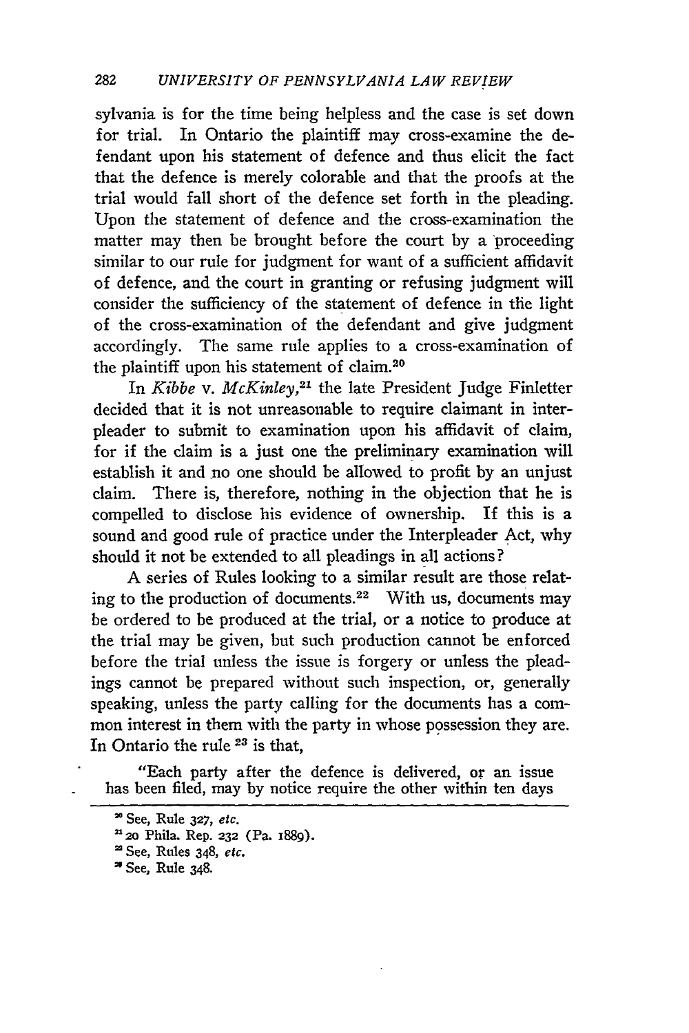sylvania is for the time being helpless and the case is set down for trial. In Ontario the plaintiff may cross-examine the defendant upon his statement of defence and thus elicit the fact that the defence is merely colorable and that the proofs at the trial would fall short of the defence set forth in the pleading. Upon the statement of defence and the cross-examination the matter may then be brought before the court by a proceeding similar to our rule for judgment for want of a sufficient affidavit of defence, and the court in granting or refusing judgment will consider the sufficiency of the statement of defence in the light of the cross-examination of the defendant and give judgment accordingly. The same rule applies to a cross-examination of the plaintiff upon his statement of claim.[20]

In *Kibbe* v. *McKinley*,[21] the late President Judge Finletter decided that it is not unreasonable to require claimant in interpleader to submit to examination upon his affidavit of claim, for if the claim is a just one the preliminary examination will establish it and no one should be allowed to profit by an unjust claim. There is, therefore, nothing in the objection that he is compelled to disclose his evidence of ownership. If this is a sound and good rule of practice under the Interpleader Act, why should it not be extended to all pleadings in all actions?

A series of Rules looking to a similar result are those relating to the production of documents.[22] With us, documents may be ordered to be produced at the trial, or a notice to produce at the trial may be given, but such production cannot be enforced before the trial unless the issue is forgery or unless the pleadings cannot be prepared without such inspection, or, generally speaking, unless the party calling for the documents has a common interest in them with the party in whose possession they are. In Ontario the rule [23] is that,

> "Each party after the defence is delivered, or an issue has been filed, may by notice require the other within ten days

---

[20] See, Rule 327, *etc.*

[21] 20 Phila. Rep. 232 (Pa. 1889).

[22] See, Rules 348, *etc.*

[23] See, Rule 348.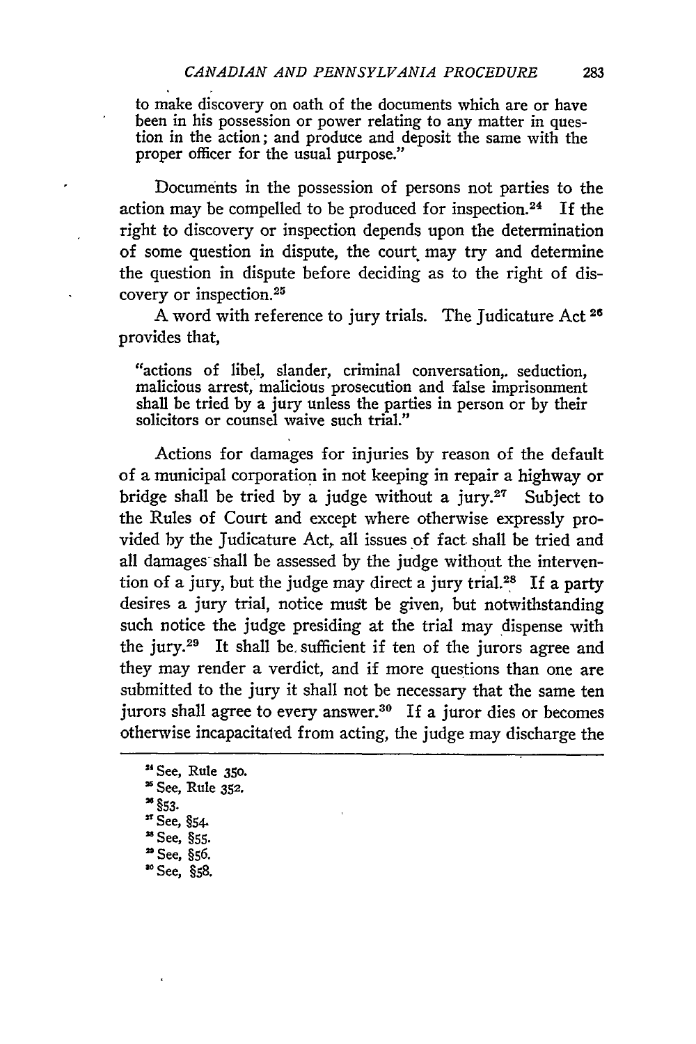to make discovery on oath of the documents which are or have been in his possession or power relating to any matter in question in the action; and produce and deposit the same with the proper officer for the usual purpose."

Documents in the possession of persons not parties to the action may be compelled to be produced for inspection.[24] If the right to discovery or inspection depends upon the determination of some question in dispute, the court may try and determine the question in dispute before deciding as to the right of discovery or inspection.[25]

A word with reference to jury trials. The Judicature Act[26] provides that,

> "actions of libel, slander, criminal conversation, seduction, malicious arrest, malicious prosecution and false imprisonment shall be tried by a jury unless the parties in person or by their solicitors or counsel waive such trial."

Actions for damages for injuries by reason of the default of a municipal corporation in not keeping in repair a highway or bridge shall be tried by a judge without a jury.[27] Subject to the Rules of Court and except where otherwise expressly provided by the Judicature Act, all issues of fact shall be tried and all damages shall be assessed by the judge without the intervention of a jury, but the judge may direct a jury trial.[28] If a party desires a jury trial, notice must be given, but notwithstanding such notice the judge presiding at the trial may dispense with the jury.[29] It shall be sufficient if ten of the jurors agree and they may render a verdict, and if more questions than one are submitted to the jury it shall not be necessary that the same ten jurors shall agree to every answer.[30] If a juror dies or becomes otherwise incapacitated from acting, the judge may discharge the

---

[24] See, Rule 350.

[25] See, Rule 352.

[26] §53.

[27] See, §54.

[28] See, §55.

[29] See, §56.

[30] See, §58.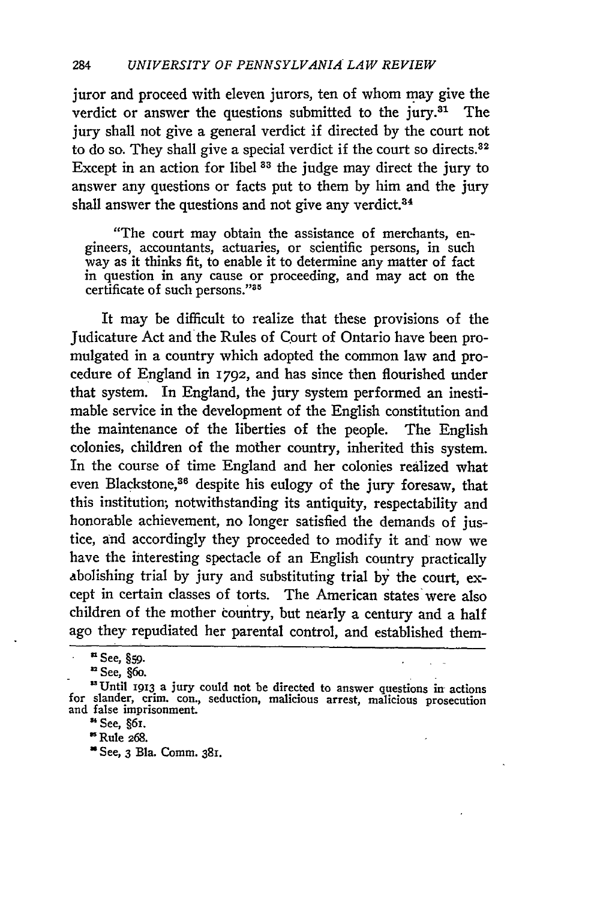juror and proceed with eleven jurors, ten of whom may give the verdict or answer the questions submitted to the jury.[31] The jury shall not give a general verdict if directed by the court not to do so. They shall give a special verdict if the court so directs.[32] Except in an action for libel [33] the judge may direct the jury to answer any questions or facts put to them by him and the jury shall answer the questions and not give any verdict.[34]

> "The court may obtain the assistance of merchants, engineers, accountants, actuaries, or scientific persons, in such way as it thinks fit, to enable it to determine any matter of fact in question in any cause or proceeding, and may act on the certificate of such persons."[35]

It may be difficult to realize that these provisions of the Judicature Act and the Rules of Court of Ontario have been promulgated in a country which adopted the common law and procedure of England in 1792, and has since then flourished under that system. In England, the jury system performed an inestimable service in the development of the English constitution and the maintenance of the liberties of the people. The English colonies, children of the mother country, inherited this system. In the course of time England and her colonies realized what even Blackstone,[36] despite his eulogy of the jury foresaw, that this institution, notwithstanding its antiquity, respectability and honorable achievement, no longer satisfied the demands of justice, and accordingly they proceeded to modify it and now we have the interesting spectacle of an English country practically abolishing trial by jury and substituting trial by the court, except in certain classes of torts. The American states were also children of the mother country, but nearly a century and a half ago they repudiated her parental control, and established them-

---

[31] See, §59.

[32] See, §60.

[33] Until 1913 a jury could not be directed to answer questions in actions for slander, crim. con., seduction, malicious arrest, malicious prosecution and false imprisonment.

[34] See, §61.

[35] Rule 268.

[36] See, 3 Bla. Comm. 381.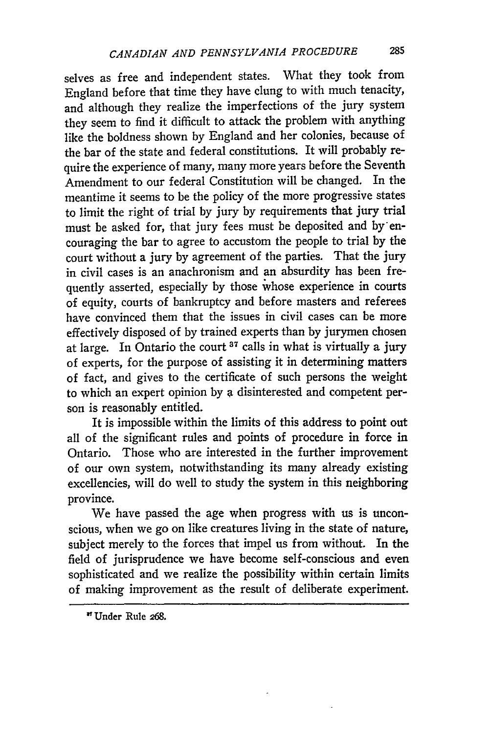selves as free and independent states. What they took from England before that time they have clung to with much tenacity, and although they realize the imperfections of the jury system they seem to find it difficult to attack the problem with anything like the boldness shown by England and her colonies, because of the bar of the state and federal constitutions. It will probably require the experience of many, many more years before the Seventh Amendment to our federal Constitution will be changed. In the meantime it seems to be the policy of the more progressive states to limit the right of trial by jury by requirements that jury trial must be asked for, that jury fees must be deposited and by encouraging the bar to agree to accustom the people to trial by the court without a jury by agreement of the parties. That the jury in civil cases is an anachronism and an absurdity has been frequently asserted, especially by those whose experience in courts of equity, courts of bankruptcy and before masters and referees have convinced them that the issues in civil cases can be more effectively disposed of by trained experts than by jurymen chosen at large. In Ontario the court[37] calls in what is virtually a jury of experts, for the purpose of assisting it in determining matters of fact, and gives to the certificate of such persons the weight to which an expert opinion by a disinterested and competent person is reasonably entitled.

It is impossible within the limits of this address to point out all of the significant rules and points of procedure in force in Ontario. Those who are interested in the further improvement of our own system, notwithstanding its many already existing excellencies, will do well to study the system in this neighboring province.

We have passed the age when progress with us is unconscious, when we go on like creatures living in the state of nature, subject merely to the forces that impel us from without. In the field of jurisprudence we have become self-conscious and even sophisticated and we realize the possibility within certain limits of making improvement as the result of deliberate experiment.

---

[37] Under Rule 268.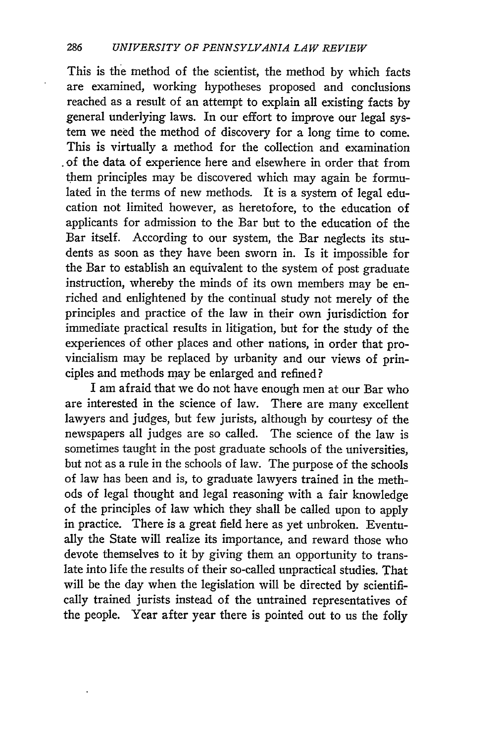This is the method of the scientist, the method by which facts are examined, working hypotheses proposed and conclusions reached as a result of an attempt to explain all existing facts by general underlying laws. In our effort to improve our legal system we need the method of discovery for a long time to come. This is virtually a method for the collection and examination of the data of experience here and elsewhere in order that from them principles may be discovered which may again be formulated in the terms of new methods. It is a system of legal education not limited however, as heretofore, to the education of applicants for admission to the Bar but to the education of the Bar itself. According to our system, the Bar neglects its students as soon as they have been sworn in. Is it impossible for the Bar to establish an equivalent to the system of post graduate instruction, whereby the minds of its own members may be enriched and enlightened by the continual study not merely of the principles and practice of the law in their own jurisdiction for immediate practical results in litigation, but for the study of the experiences of other places and other nations, in order that provincialism may be replaced by urbanity and our views of principles and methods may be enlarged and refined?

I am afraid that we do not have enough men at our Bar who are interested in the science of law. There are many excellent lawyers and judges, but few jurists, although by courtesy of the newspapers all judges are so called. The science of the law is sometimes taught in the post graduate schools of the universities, but not as a rule in the schools of law. The purpose of the schools of law has been and is, to graduate lawyers trained in the methods of legal thought and legal reasoning with a fair knowledge of the principles of law which they shall be called upon to apply in practice. There is a great field here as yet unbroken. Eventually the State will realize its importance, and reward those who devote themselves to it by giving them an opportunity to translate into life the results of their so-called unpractical studies. That will be the day when the legislation will be directed by scientifically trained jurists instead of the untrained representatives of the people. Year after year there is pointed out to us the folly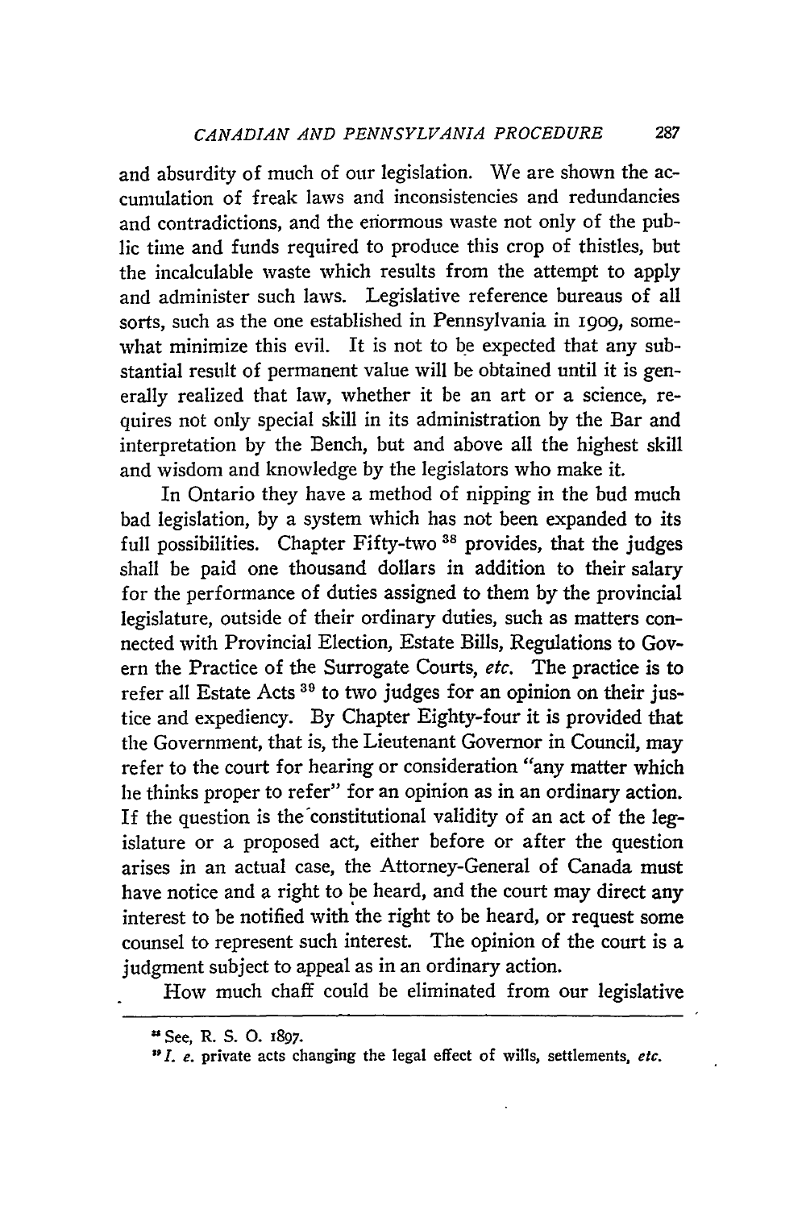and absurdity of much of our legislation. We are shown the accumulation of freak laws and inconsistencies and redundancies and contradictions, and the enormous waste not only of the public time and funds required to produce this crop of thistles, but the incalculable waste which results from the attempt to apply and administer such laws. Legislative reference bureaus of all sorts, such as the one established in Pennsylvania in 1909, somewhat minimize this evil. It is not to be expected that any substantial result of permanent value will be obtained until it is generally realized that law, whether it be an art or a science, requires not only special skill in its administration by the Bar and interpretation by the Bench, but and above all the highest skill and wisdom and knowledge by the legislators who make it.

In Ontario they have a method of nipping in the bud much bad legislation, by a system which has not been expanded to its full possibilities. Chapter Fifty-two [38] provides, that the judges shall be paid one thousand dollars in addition to their salary for the performance of duties assigned to them by the provincial legislature, outside of their ordinary duties, such as matters connected with Provincial Election, Estate Bills, Regulations to Govern the Practice of the Surrogate Courts, *etc.* The practice is to refer all Estate Acts [39] to two judges for an opinion on their justice and expediency. By Chapter Eighty-four it is provided that the Government, that is, the Lieutenant Governor in Council, may refer to the court for hearing or consideration "any matter which he thinks proper to refer" for an opinion as in an ordinary action. If the question is the constitutional validity of an act of the legislature or a proposed act, either before or after the question arises in an actual case, the Attorney-General of Canada must have notice and a right to be heard, and the court may direct any interest to be notified with the right to be heard, or request some counsel to represent such interest. The opinion of the court is a judgment subject to appeal as in an ordinary action.

How much chaff could be eliminated from our legislative

---

[38] See, R. S. O. 1897.

[39] *I. e.* private acts changing the legal effect of wills, settlements, *etc.*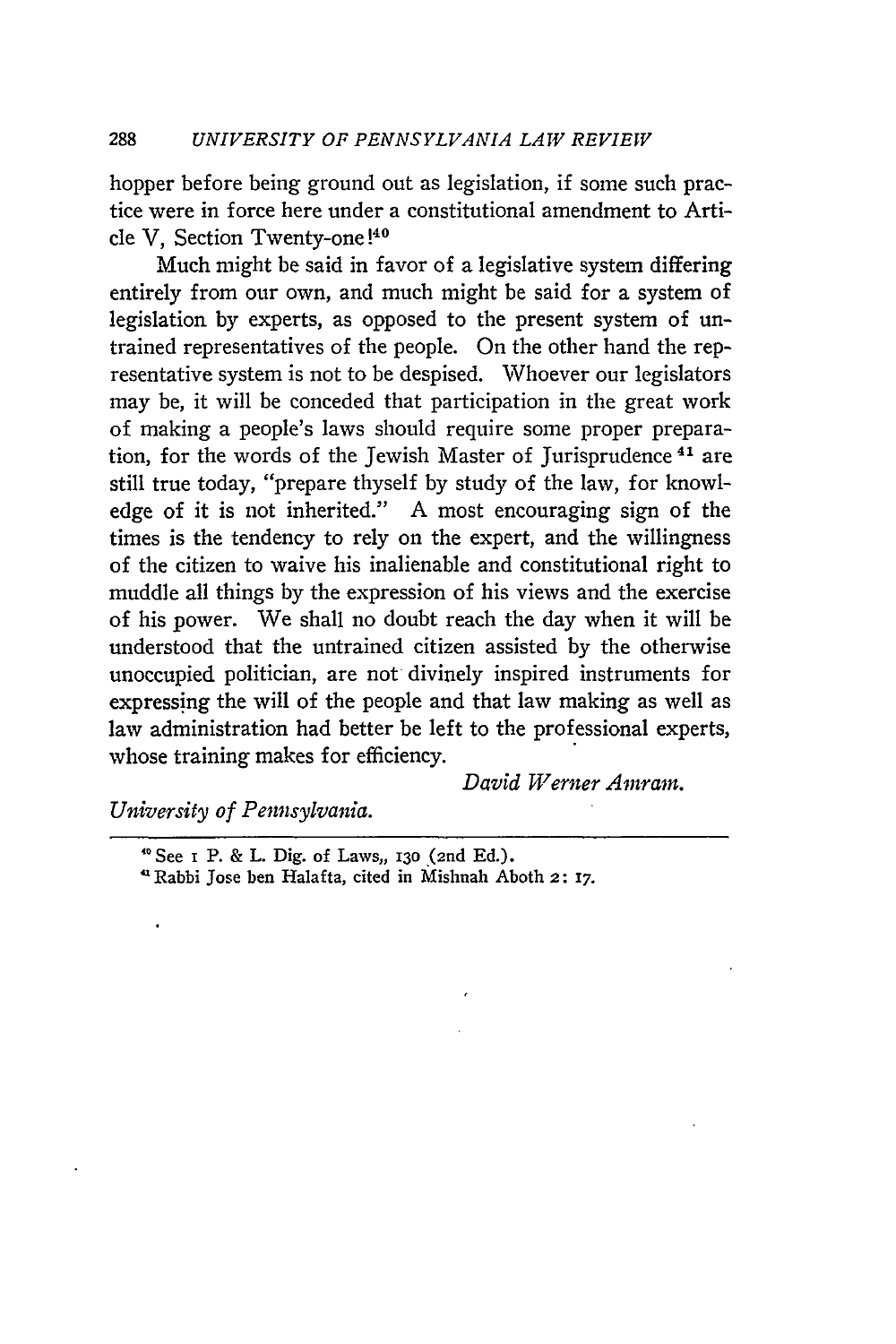hopper before being ground out as legislation, if some such practice were in force here under a constitutional amendment to Article V, Section Twenty-one![40]

Much might be said in favor of a legislative system differing entirely from our own, and much might be said for a system of legislation by experts, as opposed to the present system of untrained representatives of the people. On the other hand the representative system is not to be despised. Whoever our legislators may be, it will be conceded that participation in the great work of making a people's laws should require some proper preparation, for the words of the Jewish Master of Jurisprudence[41] are still true today, "prepare thyself by study of the law, for knowledge of it is not inherited." A most encouraging sign of the times is the tendency to rely on the expert, and the willingness of the citizen to waive his inalienable and constitutional right to muddle all things by the expression of his views and the exercise of his power. We shall no doubt reach the day when it will be understood that the untrained citizen assisted by the otherwise unoccupied politician, are not divinely inspired instruments for expressing the will of the people and that law making as well as law administration had better be left to the professional experts, whose training makes for efficiency.

*David Werner Amram.*

*University of Pennsylvania.*

---

[40] See 1 P. & L. Dig. of Laws,, 130 (2nd Ed.).

[41] Rabbi Jose ben Halafta, cited in Mishnah Aboth 2: 17.